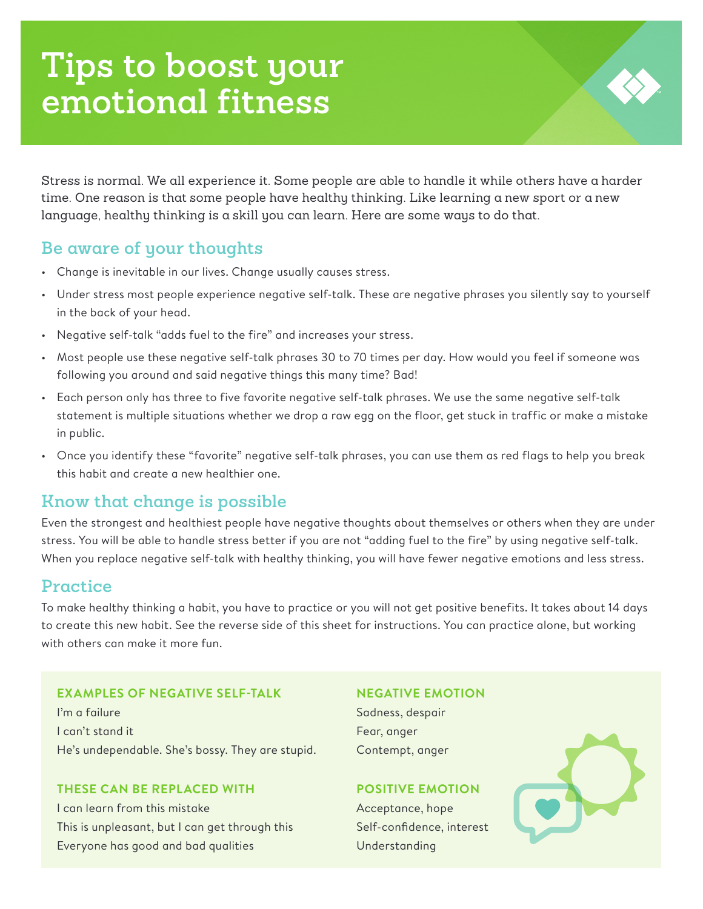# Tips to boost your emotional fitness

Stress is normal. We all experience it. Some people are able to handle it while others have a harder time. One reason is that some people have healthy thinking. Like learning a new sport or a new language, healthy thinking is a skill you can learn. Here are some ways to do that.

## Be aware of your thoughts

- Change is inevitable in our lives. Change usually causes stress.
- Under stress most people experience negative self-talk. These are negative phrases you silently say to yourself in the back of your head.
- Negative self-talk "adds fuel to the fire" and increases your stress.
- Most people use these negative self-talk phrases 30 to 70 times per day. How would you feel if someone was following you around and said negative things this many time? Bad!
- Each person only has three to five favorite negative self-talk phrases. We use the same negative self-talk statement is multiple situations whether we drop a raw egg on the floor, get stuck in traffic or make a mistake in public.
- Once you identify these "favorite" negative self-talk phrases, you can use them as red flags to help you break this habit and create a new healthier one.

## Know that change is possible

Even the strongest and healthiest people have negative thoughts about themselves or others when they are under stress. You will be able to handle stress better if you are not "adding fuel to the fire" by using negative self-talk. When you replace negative self-talk with healthy thinking, you will have fewer negative emotions and less stress.

## Practice

To make healthy thinking a habit, you have to practice or you will not get positive benefits. It takes about 14 days to create this new habit. See the reverse side of this sheet for instructions. You can practice alone, but working with others can make it more fun.

| EXAMPLES OF NEGATIVE SELF-TALK | NEGATIVE EMOTION |
|---|---|
| I'm a failure | Sadness, despair |
| I can't stand it | Fear, anger |
| He's undependable. She's bossy. They are stupid. | Contempt, anger |

| THESE CAN BE REPLACED WITH | POSITIVE EMOTION |
|---|---|
| I can learn from this mistake | Acceptance, hope |
| This is unpleasant, but I can get through this | Self-confidence, interest |
| Everyone has good and bad qualities | Understanding |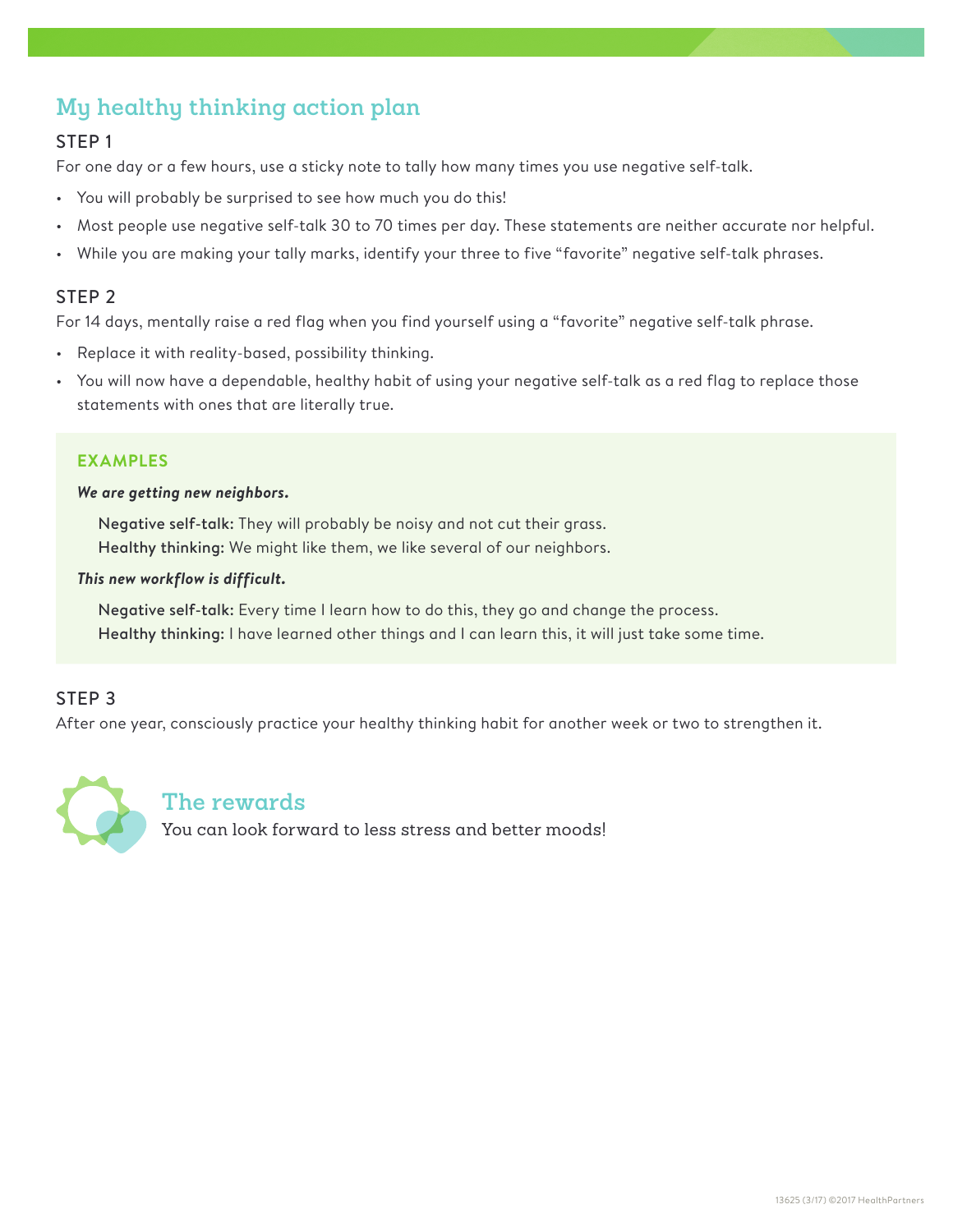## My healthy thinking action plan

### STEP 1

For one day or a few hours, use a sticky note to tally how many times you use negative self-talk.

- You will probably be surprised to see how much you do this!
- Most people use negative self-talk 30 to 70 times per day. These statements are neither accurate nor helpful.
- While you are making your tally marks, identify your three to five "favorite" negative self-talk phrases.

### STEP 2

For 14 days, mentally raise a red flag when you find yourself using a "favorite" negative self-talk phrase.

- Replace it with reality-based, possibility thinking.
- You will now have a dependable, healthy habit of using your negative self-talk as a red flag to replace those statements with ones that are literally true.

**EXAMPLES**

***We are getting new neighbors.***

**Negative self-talk:** They will probably be noisy and not cut their grass.
**Healthy thinking:** We might like them, we like several of our neighbors.

***This new workflow is difficult.***

**Negative self-talk:** Every time I learn how to do this, they go and change the process.
**Healthy thinking:** I have learned other things and I can learn this, it will just take some time.

### STEP 3

After one year, consciously practice your healthy thinking habit for another week or two to strengthen it.

## The rewards

You can look forward to less stress and better moods!

13625 (3/17) ©2017 HealthPartners